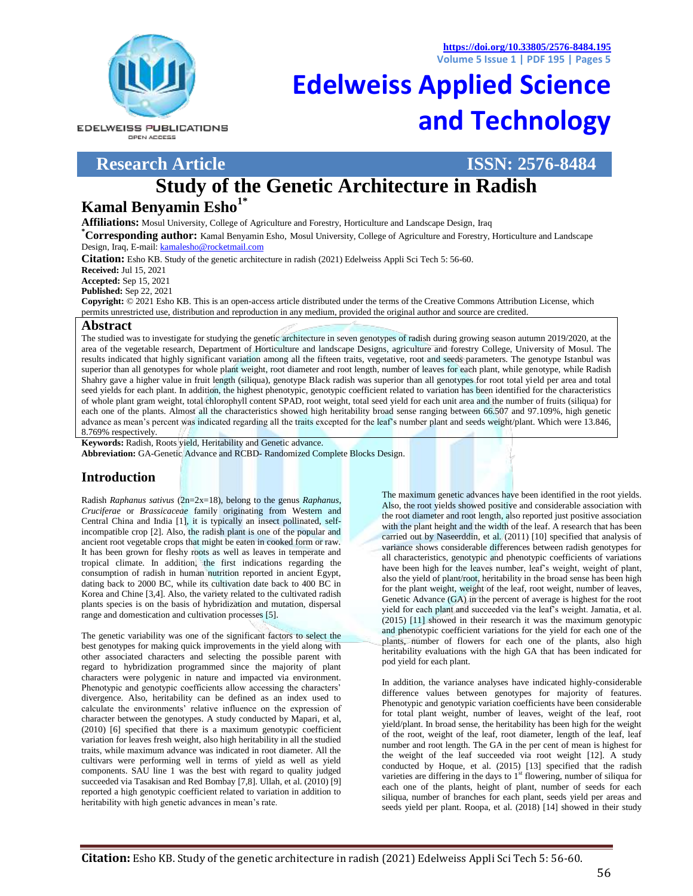Research Article — ISSN: 2576-8484

# Study of the Genetic Architecture in Radish

**Kamal Benyamin Esho[1*]**

**Affiliations:** Mosul University, College of Agriculture and Forestry, Horticulture and Landscape Design, Iraq

**[*]Corresponding author:** Kamal Benyamin Esho, Mosul University, College of Agriculture and Forestry, Horticulture and Landscape Design, Iraq, E-mail: kamalesho@rocketmail.com

**Citation:** Esho KB. Study of the genetic architecture in radish (2021) Edelweiss Appli Sci Tech 5: 56-60.

**Received:** Jul 15, 2021

**Accepted:** Sep 15, 2021

**Published:** Sep 22, 2021

**Copyright:** © 2021 Esho KB. This is an open-access article distributed under the terms of the Creative Commons Attribution License, which permits unrestricted use, distribution and reproduction in any medium, provided the original author and source are credited.

## Abstract

The studied was to investigate for studying the genetic architecture in seven genotypes of radish during growing season autumn 2019/2020, at the area of the vegetable research, Department of Horticulture and landscape Designs, agriculture and forestry College, University of Mosul. The results indicated that highly significant variation among all the fifteen traits, vegetative, root and seeds parameters. The genotype Istanbul was superior than all genotypes for whole plant weight, root diameter and root length, number of leaves for each plant, while genotype, while Radish Shahry gave a higher value in fruit length (siliqua), genotype Black radish was superior than all genotypes for root total yield per area and total seed yields for each plant. In addition, the highest phenotypic, genotypic coefficient related to variation has been identified for the characteristics of whole plant gram weight, total chlorophyll content SPAD, root weight, total seed yield for each unit area and the number of fruits (siliqua) for each one of the plants. Almost all the characteristics showed high heritability broad sense ranging between 66.507 and 97.109%, high genetic advance as mean's percent was indicated regarding all the traits excepted for the leaf's number plant and seeds weight/plant. Which were 13.846, 8.769% respectively.

**Keywords:** Radish, Roots yield, Heritability and Genetic advance.

**Abbreviation:** GA-Genetic Advance and RCBD- Randomized Complete Blocks Design.

## Introduction

Radish *Raphanus sativus* (2n=2x=18), belong to the genus *Raphanus*, *Cruciferae* or *Brassicaceae* family originating from Western and Central China and India [1], it is typically an insect pollinated, self-incompatible crop [2]. Also, the radish plant is one of the popular and ancient root vegetable crops that might be eaten in cooked form or raw. It has been grown for fleshy roots as well as leaves in temperate and tropical climate. In addition, the first indications regarding the consumption of radish in human nutrition reported in ancient Egypt, dating back to 2000 BC, while its cultivation date back to 400 BC in Korea and Chine [3,4]. Also, the variety related to the cultivated radish plants species is on the basis of hybridization and mutation, dispersal range and domestication and cultivation processes [5].

The genetic variability was one of the significant factors to select the best genotypes for making quick improvements in the yield along with other associated characters and selecting the possible parent with regard to hybridization programmed since the majority of plant characters were polygenic in nature and impacted via environment. Phenotypic and genotypic coefficients allow accessing the characters' divergence. Also, heritability can be defined as an index used to calculate the environments' relative influence on the expression of character between the genotypes. A study conducted by Mapari, et al, (2010) [6] specified that there is a maximum genotypic coefficient variation for leaves fresh weight, also high heritability in all the studied traits, while maximum advance was indicated in root diameter. All the cultivars were performing well in terms of yield as well as yield components. SAU line 1 was the best with regard to quality judged succeeded via Tasakisan and Red Bombay [7,8]. Ullah, et al. (2010) [9] reported a high genotypic coefficient related to variation in addition to heritability with high genetic advances in mean's rate.

The maximum genetic advances have been identified in the root yields. Also, the root yields showed positive and considerable association with the root diameter and root length, also reported just positive association with the plant height and the width of the leaf. A research that has been carried out by Naseerddin, et al. (2011) [10] specified that analysis of variance shows considerable differences between radish genotypes for all characteristics, genotypic and phenotypic coefficients of variations have been high for the leaves number, leaf's weight, weight of plant, also the yield of plant/root, heritability in the broad sense has been high for the plant weight, weight of the leaf, root weight, number of leaves, Genetic Advance (GA) in the percent of average is highest for the root yield for each plant and succeeded via the leaf's weight. Jamatia, et al. (2015) [11] showed in their research it was the maximum genotypic and phenotypic coefficient variations for the yield for each one of the plants, number of flowers for each one of the plants, also high heritability evaluations with the high GA that has been indicated for pod yield for each plant.

In addition, the variance analyses have indicated highly-considerable difference values between genotypes for majority of features. Phenotypic and genotypic variation coefficients have been considerable for total plant weight, number of leaves, weight of the leaf, root yield/plant. In broad sense, the heritability has been high for the weight of the root, weight of the leaf, root diameter, length of the leaf, leaf number and root length. The GA in the per cent of mean is highest for the weight of the leaf succeeded via root weight [12]. A study conducted by Hoque, et al. (2015) [13] specified that the radish varieties are differing in the days to 1st flowering, number of siliqua for each one of the plants, height of plant, number of seeds for each siliqua, number of branches for each plant, seeds yield per areas and seeds yield per plant. Roopa, et al. (2018) [14] showed in their study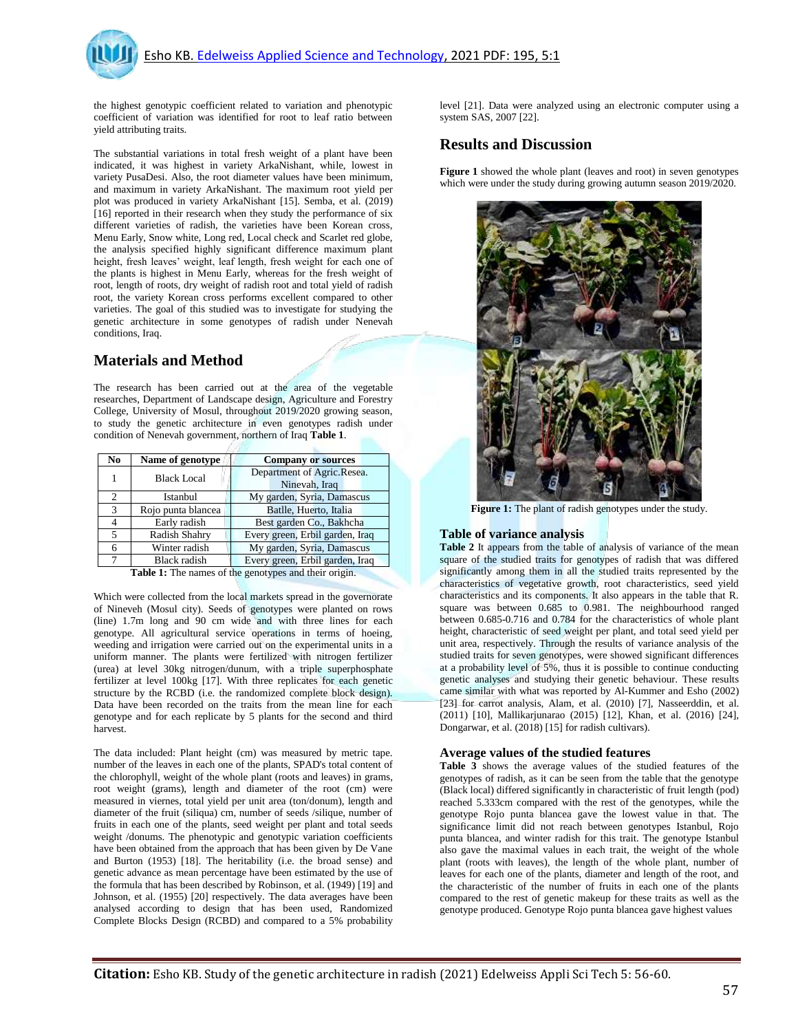the highest genotypic coefficient related to variation and phenotypic coefficient of variation was identified for root to leaf ratio between yield attributing traits.

The substantial variations in total fresh weight of a plant have been indicated, it was highest in variety ArkaNishant, while, lowest in variety PusaDesi. Also, the root diameter values have been minimum, and maximum in variety ArkaNishant. The maximum root yield per plot was produced in variety ArkaNishant [15]. Semba, et al. (2019) [16] reported in their research when they study the performance of six different varieties of radish, the varieties have been Korean cross, Menu Early, Snow white, Long red, Local check and Scarlet red globe, the analysis specified highly significant difference maximum plant height, fresh leaves' weight, leaf length, fresh weight for each one of the plants is highest in Menu Early, whereas for the fresh weight of root, length of roots, dry weight of radish root and total yield of radish root, the variety Korean cross performs excellent compared to other varieties. The goal of this studied was to investigate for studying the genetic architecture in some genotypes of radish under Nenevah conditions, Iraq.

## Materials and Method

The research has been carried out at the area of the vegetable researches, Department of Landscape design, Agriculture and Forestry College, University of Mosul, throughout 2019/2020 growing season, to study the genetic architecture in even genotypes radish under condition of Nenevah government, northern of Iraq **Table 1**.

| No | Name of genotype | Company or sources |
|---|---|---|
| 1 | Black Local | Department of Agric.Resea. Ninevah, Iraq |
| 2 | Istanbul | My garden, Syria, Damascus |
| 3 | Rojo punta blancea | Batlle, Huerto, Italia |
| 4 | Early radish | Best garden Co., Bakhcha |
| 5 | Radish Shahry | Every green, Erbil garden, Iraq |
| 6 | Winter radish | My garden, Syria, Damascus |
| 7 | Black radish | Every green, Erbil garden, Iraq |

**Table 1:** The names of the genotypes and their origin.

Which were collected from the local markets spread in the governorate of Nineveh (Mosul city). Seeds of genotypes were planted on rows (line) 1.7m long and 90 cm wide and with three lines for each genotype. All agricultural service operations in terms of hoeing, weeding and irrigation were carried out on the experimental units in a uniform manner. The plants were fertilized with nitrogen fertilizer (urea) at level 30kg nitrogen/dunum, with a triple superphosphate fertilizer at level 100kg [17]. With three replicates for each genetic structure by the RCBD (i.e. the randomized complete block design). Data have been recorded on the traits from the mean line for each genotype and for each replicate by 5 plants for the second and third harvest.

The data included: Plant height (cm) was measured by metric tape. number of the leaves in each one of the plants, SPAD's total content of the chlorophyll, weight of the whole plant (roots and leaves) in grams, root weight (grams), length and diameter of the root (cm) were measured in viernes, total yield per unit area (ton/donum), length and diameter of the fruit (siliqua) cm, number of seeds /silique, number of fruits in each one of the plants, seed weight per plant and total seeds weight /donums. The phenotypic and genotypic variation coefficients have been obtained from the approach that has been given by De Vane and Burton (1953) [18]. The heritability (i.e. the broad sense) and genetic advance as mean percentage have been estimated by the use of the formula that has been described by Robinson, et al. (1949) [19] and Johnson, et al. (1955) [20] respectively. The data averages have been analysed according to design that has been used, Randomized Complete Blocks Design (RCBD) and compared to a 5% probability level [21]. Data were analyzed using an electronic computer using a system SAS, 2007 [22].

## Results and Discussion

**Figure 1** showed the whole plant (leaves and root) in seven genotypes which were under the study during growing autumn season 2019/2020.

**Figure 1:** The plant of radish genotypes under the study.

### Table of variance analysis

**Table 2** It appears from the table of analysis of variance of the mean square of the studied traits for genotypes of radish that was differed significantly among them in all the studied traits represented by the characteristics of vegetative growth, root characteristics, seed yield characteristics and its components. It also appears in the table that R. square was between 0.685 to 0.981. The neighbourhood ranged between 0.685-0.716 and 0.784 for the characteristics of whole plant height, characteristic of seed weight per plant, and total seed yield per unit area, respectively. Through the results of variance analysis of the studied traits for seven genotypes, were showed significant differences at a probability level of 5%, thus it is possible to continue conducting genetic analyses and studying their genetic behaviour. These results came similar with what was reported by Al-Kummer and Esho (2002) [23] for carrot analysis, Alam, et al. (2010) [7], Nasseerddin, et al. (2011) [10], Mallikarjunarao (2015) [12], Khan, et al. (2016) [24], Dongarwar, et al. (2018) [15] for radish cultivars).

### Average values of the studied features

**Table 3** shows the average values of the studied features of the genotypes of radish, as it can be seen from the table that the genotype (Black local) differed significantly in characteristic of fruit length (pod) reached 5.333cm compared with the rest of the genotypes, while the genotype Rojo punta blancea gave the lowest value in that. The significance limit did not reach between genotypes Istanbul, Rojo punta blancea, and winter radish for this trait. The genotype Istanbul also gave the maximal values in each trait, the weight of the whole plant (roots with leaves), the length of the whole plant, number of leaves for each one of the plants, diameter and length of the root, and the characteristic of the number of fruits in each one of the plants compared to the rest of genetic makeup for these traits as well as the genotype produced. Genotype Rojo punta blancea gave highest values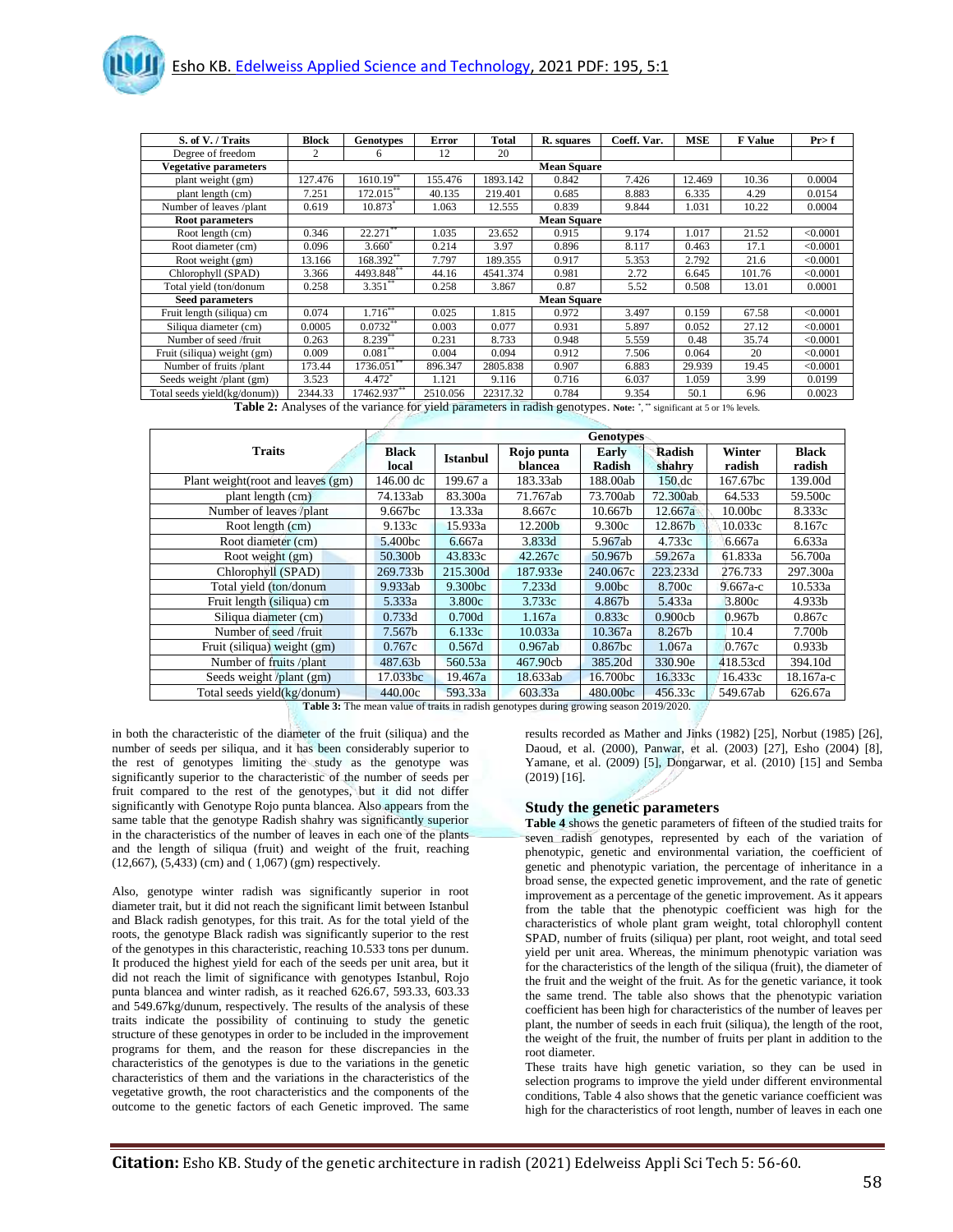| S. of V. / Traits | Block | Genotypes | Error | Total | R. squares | Coeff. Var. | MSE | F Value | Pr> f |
|---|---|---|---|---|---|---|---|---|---|
| Degree of freedom | 2 | 6 | 12 | 20 | | | | | |
| **Vegetative parameters** | Mean Square | | | | | | | | |
| plant weight (gm) | 127.476 | 1610.19** | 155.476 | 1893.142 | 0.842 | 7.426 | 12.469 | 10.36 | 0.0004 |
| plant length (cm) | 7.251 | 172.015** | 40.135 | 219.401 | 0.685 | 8.883 | 6.335 | 4.29 | 0.0154 |
| Number of leaves /plant | 0.619 | 10.873* | 1.063 | 12.555 | 0.839 | 9.844 | 1.031 | 10.22 | 0.0004 |
| **Root parameters** | Mean Square | | | | | | | | |
| Root length (cm) | 0.346 | 22.271** | 1.035 | 23.652 | 0.915 | 9.174 | 1.017 | 21.52 | <0.0001 |
| Root diameter (cm) | 0.096 | 3.660* | 0.214 | 3.97 | 0.896 | 8.117 | 0.463 | 17.1 | <0.0001 |
| Root weight (gm) | 13.166 | 168.392** | 7.797 | 189.355 | 0.917 | 5.353 | 2.792 | 21.6 | <0.0001 |
| Chlorophyll (SPAD) | 3.366 | 4493.848** | 44.16 | 4541.374 | 0.981 | 2.72 | 6.645 | 101.76 | <0.0001 |
| Total yield (ton/donum | 0.258 | 3.351** | 0.258 | 3.867 | 0.87 | 5.52 | 0.508 | 13.01 | 0.0001 |
| **Seed parameters** | Mean Square | | | | | | | | |
| Fruit length (siliqua) cm | 0.074 | 1.716** | 0.025 | 1.815 | 0.972 | 3.497 | 0.159 | 67.58 | <0.0001 |
| Siliqua diameter (cm) | 0.0005 | 0.0732** | 0.003 | 0.077 | 0.931 | 5.897 | 0.052 | 27.12 | <0.0001 |
| Number of seed /fruit | 0.263 | 8.239** | 0.231 | 8.733 | 0.948 | 5.559 | 0.48 | 35.74 | <0.0001 |
| Fruit (siliqua) weight (gm) | 0.009 | 0.081** | 0.004 | 0.094 | 0.912 | 7.506 | 0.064 | 20 | <0.0001 |
| Number of fruits /plant | 173.44 | 1736.051** | 896.347 | 2805.838 | 0.907 | 6.883 | 29.939 | 19.45 | <0.0001 |
| Seeds weight /plant (gm)) | 3.523 | 4.472* | 1.121 | 9.116 | 0.716 | 6.037 | 1.059 | 3.99 | 0.0199 |
| Total seeds yield(kg/donum)) | 2344.33 | 17462.937** | 2510.056 | 22317.32 | 0.784 | 9.354 | 50.1 | 6.96 | 0.0023 |

**Table 2:** Analyses of the variance for yield parameters in radish genotypes. Note: *, ** significant at 5 or 1% levels.

| Traits | Genotypes | | | | | | |
|---|---|---|---|---|---|---|---|
| | Black local | Istanbul | Rojo punta blancea | Early Radish | Radish shahry | Winter radish | Black radish |
| Plant weight(root and leaves (gm) | 146.00 dc | 199.67 a | 183.33ab | 188.00ab | 150.dc | 167.67bc | 139.00d |
| plant length (cm) | 74.133ab | 83.300a | 71.767ab | 73.700ab | 72.300ab | 64.533 | 59.500c |
| Number of leaves /plant | 9.667bc | 13.33a | 8.667c | 10.667b | 12.667a | 10.00bc | 8.333c |
| Root length (cm) | 9.133c | 15.933a | 12.200b | 9.300c | 12.867b | 10.033c | 8.167c |
| Root diameter (cm) | 5.400bc | 6.667a | 3.833d | 5.967ab | 4.733c | 6.667a | 6.633a |
| Root weight (gm) | 50.300b | 43.833c | 42.267c | 50.967b | 59.267a | 61.833a | 56.700a |
| Chlorophyll (SPAD) | 269.733b | 215.300d | 187.933e | 240.067c | 223.233d | 276.733 | 297.300a |
| Total yield (ton/donum | 9.933ab | 9.300bc | 7.233d | 9.00bc | 8.700c | 9.667a-c | 10.533a |
| Fruit length (siliqua) cm | 5.333a | 3.800c | 3.733c | 4.867b | 5.433a | 3.800c | 4.933b |
| Siliqua diameter (cm) | 0.733d | 0.700d | 1.167a | 0.833c | 0.900cb | 0.967b | 0.867c |
| Number of seed /fruit | 7.567b | 6.133c | 10.033a | 10.367a | 8.267b | 10.4 | 7.700b |
| Fruit (siliqua) weight (gm) | 0.767c | 0.567d | 0.967ab | 0.867bc | 1.067a | 0.767c | 0.933b |
| Number of fruits /plant | 487.63b | 560.53a | 467.90cb | 385.20d | 330.90e | 418.53cd | 394.10d |
| Seeds weight /plant (gm) | 17.033bc | 19.467a | 18.633ab | 16.700bc | 16.333c | 16.433c | 18.167a-c |
| Total seeds yield(kg/donum) | 440.00c | 593.33a | 603.33a | 480.00bc | 456.33c | 549.67ab | 626.67a |

**Table 3:** The mean value of traits in radish genotypes during growing season 2019/2020.

in both the characteristic of the diameter of the fruit (siliqua) and the number of seeds per siliqua, and it has been considerably superior to the rest of genotypes limiting the study as the genotype was significantly superior to the characteristic of the number of seeds per fruit compared to the rest of the genotypes, but it did not differ significantly with Genotype Rojo punta blancea. Also appears from the same table that the genotype Radish shahry was significantly superior in the characteristics of the number of leaves in each one of the plants and the length of siliqua (fruit) and weight of the fruit, reaching (12,667), (5,433) (cm) and ( 1,067) (gm) respectively.

Also, genotype winter radish was significantly superior in root diameter trait, but it did not reach the significant limit between Istanbul and Black radish genotypes, for this trait. As for the total yield of the roots, the genotype Black radish was significantly superior to the rest of the genotypes in this characteristic, reaching 10.533 tons per dunum. It produced the highest yield for each of the seeds per unit area, but it did not reach the limit of significance with genotypes Istanbul, Rojo punta blancea and winter radish, as it reached 626.67, 593.33, 603.33 and 549.67kg/dunum, respectively. The results of the analysis of these traits indicate the possibility of continuing to study the genetic structure of these genotypes in order to be included in the improvement programs for them, and the reason for these discrepancies in the characteristics of the genotypes is due to the variations in the genetic characteristics of them and the variations in the characteristics of the vegetative growth, the root characteristics and the components of the outcome to the genetic factors of each Genetic improved. The same results recorded as Mather and Jinks (1982) [25], Norbut (1985) [26], Daoud, et al. (2000), Panwar, et al. (2003) [27], Esho (2004) [8], Yamane, et al. (2009) [5], Dongarwar, et al. (2010) [15] and Semba (2019) [16].

## Study the genetic parameters

**Table 4** shows the genetic parameters of fifteen of the studied traits for seven radish genotypes, represented by each of the variation of phenotypic, genetic and environmental variation, the coefficient of genetic and phenotypic variation, the percentage of inheritance in a broad sense, the expected genetic improvement, and the rate of genetic improvement as a percentage of the genetic improvement. As it appears from the table that the phenotypic coefficient was high for the characteristics of whole plant gram weight, total chlorophyll content SPAD, number of fruits (siliqua) per plant, root weight, and total seed yield per unit area. Whereas, the minimum phenotypic variation was for the characteristics of the length of the siliqua (fruit), the diameter of the fruit and the weight of the fruit. As for the genetic variance, it took the same trend. The table also shows that the phenotypic variation coefficient has been high for characteristics of the number of leaves per plant, the number of seeds in each fruit (siliqua), the length of the root, the weight of the fruit, the number of fruits per plant in addition to the root diameter.

These traits have high genetic variation, so they can be used in selection programs to improve the yield under different environmental conditions, Table 4 also shows that the genetic variance coefficient was high for the characteristics of root length, number of leaves in each one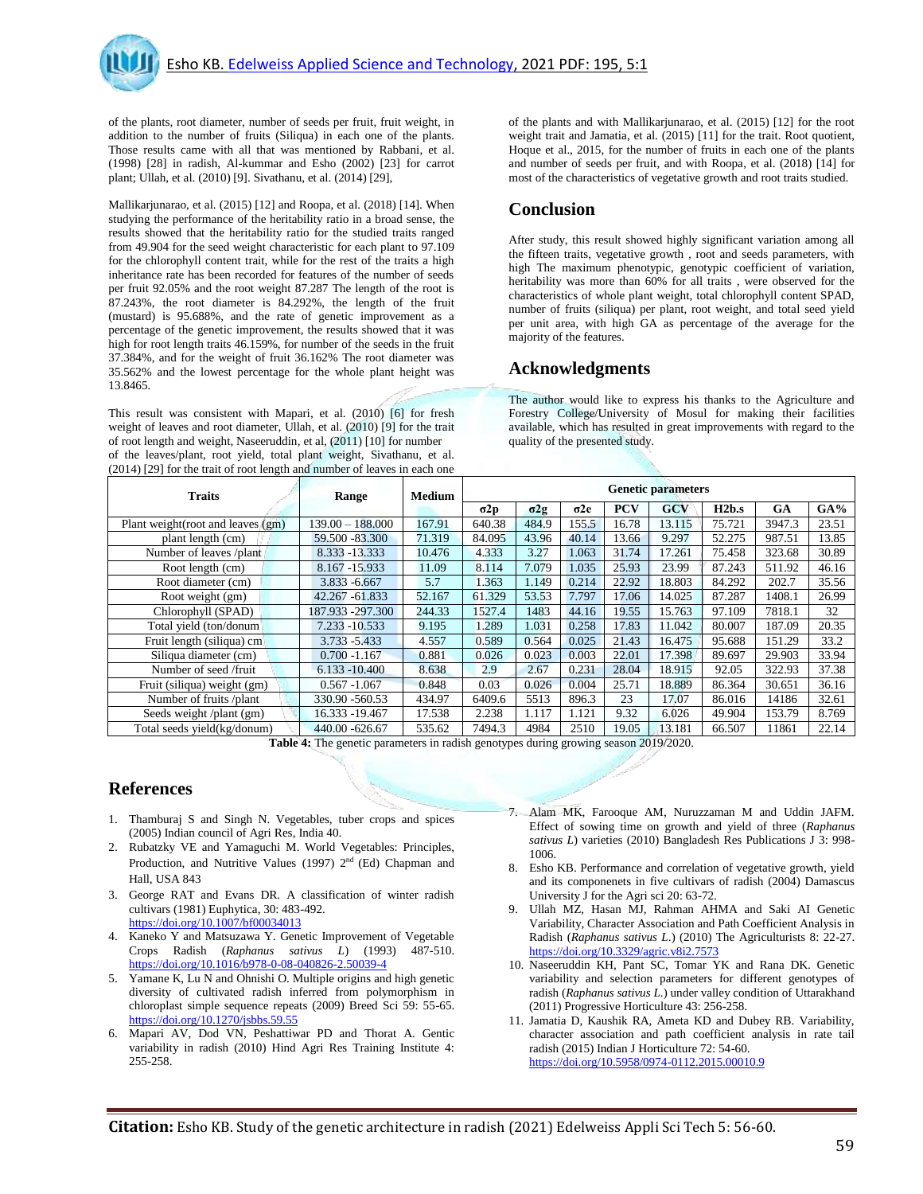of the plants, root diameter, number of seeds per fruit, fruit weight, in addition to the number of fruits (Siliqua) in each one of the plants. Those results came with all that was mentioned by Rabbani, et al. (1998) [28] in radish, Al-kummar and Esho (2002) [23] for carrot plant; Ullah, et al. (2010) [9]. Sivathanu, et al. (2014) [29],

Mallikarjunarao, et al. (2015) [12] and Roopa, et al. (2018) [14]. When studying the performance of the heritability ratio in a broad sense, the results showed that the heritability ratio for the studied traits ranged from 49.904 for the seed weight characteristic for each plant to 97.109 for the chlorophyll content trait, while for the rest of the traits a high inheritance rate has been recorded for features of the number of seeds per fruit 92.05% and the root weight 87.287 The length of the root is 87.243%, the root diameter is 84.292%, the length of the fruit (mustard) is 95.688%, and the rate of genetic improvement as a percentage of the genetic improvement, the results showed that it was high for root length traits 46.159%, for number of the seeds in the fruit 37.384%, and for the weight of fruit 36.162% The root diameter was 35.562% and the lowest percentage for the whole plant height was 13.8465.

This result was consistent with Mapari, et al. (2010) [6] for fresh weight of leaves and root diameter, Ullah, et al. (2010) [9] for the trait of root length and weight, Naseeruddin, et al, (2011) [10] for number of the leaves/plant, root yield, total plant weight, Sivathanu, et al. (2014) [29] for the trait of root length and number of leaves in each one of the plants and with Mallikarjunarao, et al. (2015) [12] for the root weight trait and Jamatia, et al. (2015) [11] for the trait. Root quotient, Hoque et al., 2015, for the number of fruits in each one of the plants and number of seeds per fruit, and with Roopa, et al. (2018) [14] for most of the characteristics of vegetative growth and root traits studied.

## Conclusion

After study, this result showed highly significant variation among all the fifteen traits, vegetative growth , root and seeds parameters, with high The maximum phenotypic, genotypic coefficient of variation, heritability was more than 60% for all traits , were observed for the characteristics of whole plant weight, total chlorophyll content SPAD, number of fruits (siliqua) per plant, root weight, and total seed yield per unit area, with high GA as percentage of the average for the majority of the features.

## Acknowledgments

The author would like to express his thanks to the Agriculture and Forestry College/University of Mosul for making their facilities available, which has resulted in great improvements with regard to the quality of the presented study.

| Traits | Range | Medium | Genetic parameters | | | | | | | |
|---|---|---|---|---|---|---|---|---|---|---|
| | | | σ2p | σ2g | σ2e | PCV | GCV | H2b.s | GA | GA% |
| Plant weight(root and leaves (gm) | 139.00 – 188.000 | 167.91 | 640.38 | 484.9 | 155.5 | 16.78 | 13.115 | 75.721 | 3947.3 | 23.51 |
| plant length (cm) | 59.500 -83.300 | 71.319 | 84.095 | 43.96 | 40.14 | 13.66 | 9.297 | 52.275 | 987.51 | 13.85 |
| Number of leaves /plant | 8.333 -13.333 | 10.476 | 4.333 | 3.27 | 1.063 | 31.74 | 17.261 | 75.458 | 323.68 | 30.89 |
| Root length (cm) | 8.167 -15.933 | 11.09 | 8.114 | 7.079 | 1.035 | 25.93 | 23.99 | 87.243 | 511.92 | 46.16 |
| Root diameter (cm) | 3.833 -6.667 | 5.7 | 1.363 | 1.149 | 0.214 | 22.92 | 18.803 | 84.292 | 202.7 | 35.56 |
| Root weight (gm) | 42.267 -61.833 | 52.167 | 61.329 | 53.53 | 7.797 | 17.06 | 14.025 | 87.287 | 1408.1 | 26.99 |
| Chlorophyll (SPAD) | 187.933 -297.300 | 244.33 | 1527.4 | 1483 | 44.16 | 19.55 | 15.763 | 97.109 | 7818.1 | 32 |
| Total yield (ton/donum | 7.233 -10.533 | 9.195 | 1.289 | 1.031 | 0.258 | 17.83 | 11.042 | 80.007 | 187.09 | 20.35 |
| Fruit length (siliqua) cm | 3.733 -5.433 | 4.557 | 0.589 | 0.564 | 0.025 | 21.43 | 16.475 | 95.688 | 151.29 | 33.2 |
| Siliqua diameter (cm) | 0.700 -1.167 | 0.881 | 0.026 | 0.023 | 0.003 | 22.01 | 17.398 | 89.697 | 29.903 | 33.94 |
| Number of seed /fruit | 6.133 -10.400 | 8.638 | 2.9 | 2.67 | 0.231 | 28.04 | 18.915 | 92.05 | 322.93 | 37.38 |
| Fruit (siliqua) weight (gm) | 0.567 -1.067 | 0.848 | 0.03 | 0.026 | 0.004 | 25.71 | 18.889 | 86.364 | 30.651 | 36.16 |
| Number of fruits /plant | 330.90 -560.53 | 434.97 | 6409.6 | 5513 | 896.3 | 23 | 17.07 | 86.016 | 14186 | 32.61 |
| Seeds weight /plant (gm) | 16.333 -19.467 | 17.538 | 2.238 | 1.117 | 1.121 | 9.32 | 6.026 | 49.904 | 153.79 | 8.769 |
| Total seeds yield(kg/donum) | 440.00 -626.67 | 535.62 | 7494.3 | 4984 | 2510 | 19.05 | 13.181 | 66.507 | 11861 | 22.14 |

**Table 4:** The genetic parameters in radish genotypes during growing season 2019/2020.

## References

1. Thamburaj S and Singh N. Vegetables, tuber crops and spices (2005) Indian council of Agri Res, India 40.
2. Rubatzky VE and Yamaguchi M. World Vegetables: Principles, Production, and Nutritive Values (1997) 2nd (Ed) Chapman and Hall, USA 843
3. George RAT and Evans DR. A classification of winter radish cultivars (1981) Euphytica, 30: 483-492. https://doi.org/10.1007/bf00034013
4. Kaneko Y and Matsuzawa Y. Genetic Improvement of Vegetable Crops Radish (*Raphanus sativus L*) (1993) 487-510. https://doi.org/10.1016/b978-0-08-040826-2.50039-4
5. Yamane K, Lu N and Ohnishi O. Multiple origins and high genetic diversity of cultivated radish inferred from polymorphism in chloroplast simple sequence repeats (2009) Breed Sci 59: 55-65. https://doi.org/10.1270/jsbbs.59.55
6. Mapari AV, Dod VN, Peshattiwar PD and Thorat A. Gentic variability in radish (2010) Hind Agri Res Training Institute 4: 255-258.
7. Alam MK, Farooque AM, Nuruzzaman M and Uddin JAFM. Effect of sowing time on growth and yield of three (*Raphanus sativus L*) varieties (2010) Bangladesh Res Publications J 3: 998-1006.
8. Esho KB. Performance and correlation of vegetative growth, yield and its componenets in five cultivars of radish (2004) Damascus University J for the Agri sci 20: 63-72.
9. Ullah MZ, Hasan MJ, Rahman AHMA and Saki AI Genetic Variability, Character Association and Path Coefficient Analysis in Radish (*Raphanus sativus L.*) (2010) The Agriculturists 8: 22-27. https://doi.org/10.3329/agric.v8i2.7573
10. Naseeruddin KH, Pant SC, Tomar YK and Rana DK. Genetic variability and selection parameters for different genotypes of radish (*Raphanus sativus L.*) under valley condition of Uttarakhand (2011) Progressive Horticulture 43: 256-258.
11. Jamatia D, Kaushik RA, Ameta KD and Dubey RB. Variability, character association and path coefficient analysis in rate tail radish (2015) Indian J Horticulture 72: 54-60. https://doi.org/10.5958/0974-0112.2015.00010.9

**Citation:** Esho KB. Study of the genetic architecture in radish (2021) Edelweiss Appli Sci Tech 5: 56-60.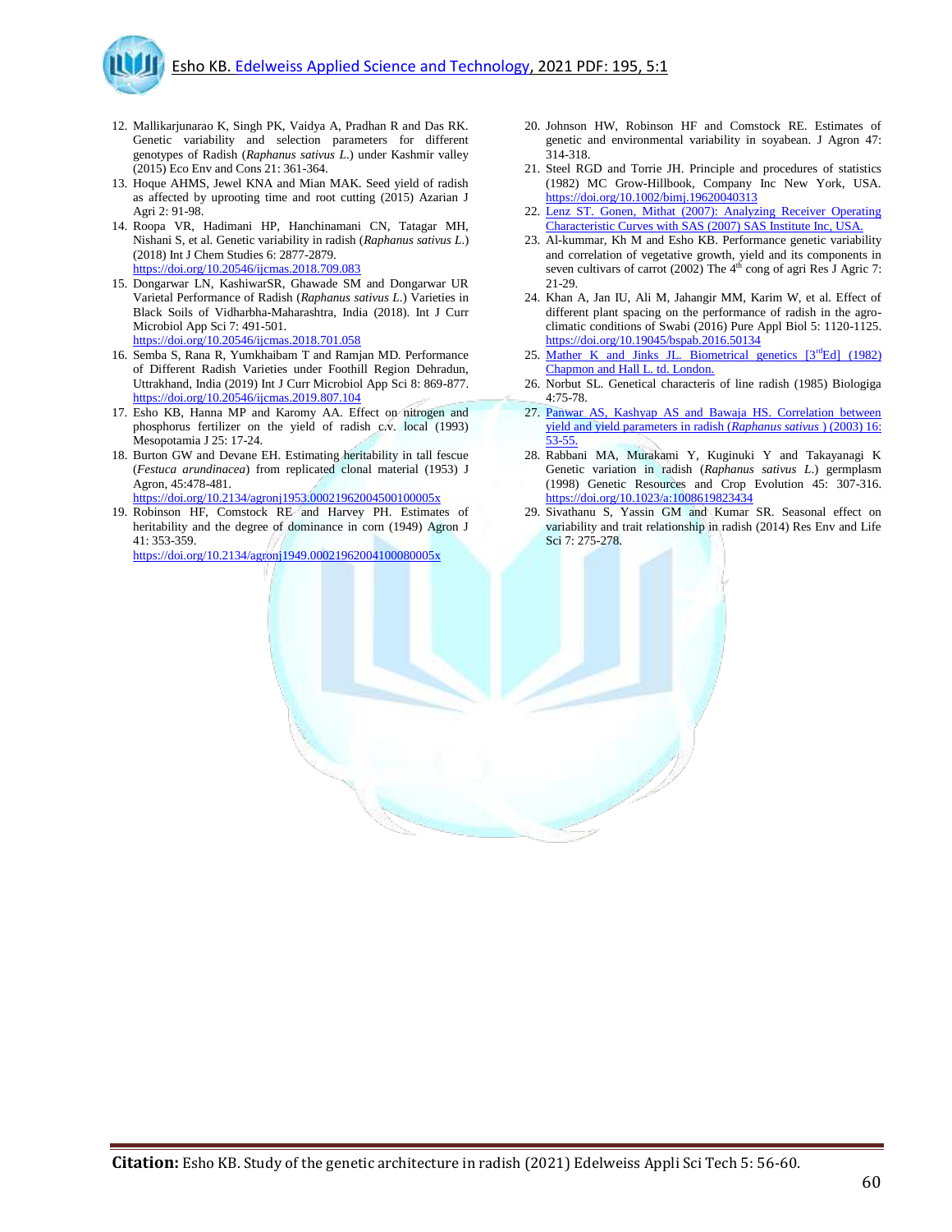12. Mallikarjunarao K, Singh PK, Vaidya A, Pradhan R and Das RK. Genetic variability and selection parameters for different genotypes of Radish (*Raphanus sativus L.*) under Kashmir valley (2015) Eco Env and Cons 21: 361-364.
13. Hoque AHMS, Jewel KNA and Mian MAK. Seed yield of radish as affected by uprooting time and root cutting (2015) Azarian J Agri 2: 91-98.
14. Roopa VR, Hadimani HP, Hanchinamani CN, Tatagar MH, Nishani S, et al. Genetic variability in radish (*Raphanus sativus L.*) (2018) Int J Chem Studies 6: 2877-2879. https://doi.org/10.20546/ijcmas.2018.709.083
15. Dongarwar LN, KashiwarSR, Ghawade SM and Dongarwar UR Varietal Performance of Radish (*Raphanus sativus L.*) Varieties in Black Soils of Vidharbha-Maharashtra, India (2018). Int J Curr Microbiol App Sci 7: 491-501. https://doi.org/10.20546/ijcmas.2018.701.058
16. Semba S, Rana R, Yumkhaibam T and Ramjan MD. Performance of Different Radish Varieties under Foothill Region Dehradun, Uttrakhand, India (2019) Int J Curr Microbiol App Sci 8: 869-877. https://doi.org/10.20546/ijcmas.2019.807.104
17. Esho KB, Hanna MP and Karomy AA. Effect on nitrogen and phosphorus fertilizer on the yield of radish c.v. local (1993) Mesopotamia J 25: 17-24.
18. Burton GW and Devane EH. Estimating heritability in tall fescue (*Festuca arundinacea*) from replicated clonal material (1953) J Agron, 45:478-481. https://doi.org/10.2134/agronj1953.00021962004500100005x
19. Robinson HF, Comstock RE and Harvey PH. Estimates of heritability and the degree of dominance in corn (1949) Agron J 41: 353-359. https://doi.org/10.2134/agronj1949.00021962004100080005x
20. Johnson HW, Robinson HF and Comstock RE. Estimates of genetic and environmental variability in soyabean. J Agron 47: 314-318.
21. Steel RGD and Torrie JH. Principle and procedures of statistics (1982) MC Grow-Hillbook, Company Inc New York, USA. https://doi.org/10.1002/bimj.19620040313
22. Lenz ST. Gonen, Mithat (2007): Analyzing Receiver Operating Characteristic Curves with SAS (2007) SAS Institute Inc, USA.
23. Al-kummar, Kh M and Esho KB. Performance genetic variability and correlation of vegetative growth, yield and its components in seven cultivars of carrot (2002) The 4th cong of agri Res J Agric 7: 21-29.
24. Khan A, Jan IU, Ali M, Jahangir MM, Karim W, et al. Effect of different plant spacing on the performance of radish in the agro-climatic conditions of Swabi (2016) Pure Appl Biol 5: 1120-1125. https://doi.org/10.19045/bspab.2016.50134
25. Mather K and Jinks JL. Biometrical genetics [3rdEd] (1982) Chapmon and Hall L. td. London.
26. Norbut SL. Genetical characteris of line radish (1985) Biologiga 4:75-78.
27. Panwar AS, Kashyap AS and Bawaja HS. Correlation between yield and yield parameters in radish (*Raphanus sativus* ) (2003) 16: 53-55.
28. Rabbani MA, Murakami Y, Kuginuki Y and Takayanagi K Genetic variation in radish (*Raphanus sativus L.*) germplasm (1998) Genetic Resources and Crop Evolution 45: 307-316. https://doi.org/10.1023/a:1008619823434
29. Sivathanu S, Yassin GM and Kumar SR. Seasonal effect on variability and trait relationship in radish (2014) Res Env and Life Sci 7: 275-278.

**Citation:** Esho KB. Study of the genetic architecture in radish (2021) Edelweiss Appli Sci Tech 5: 56-60.